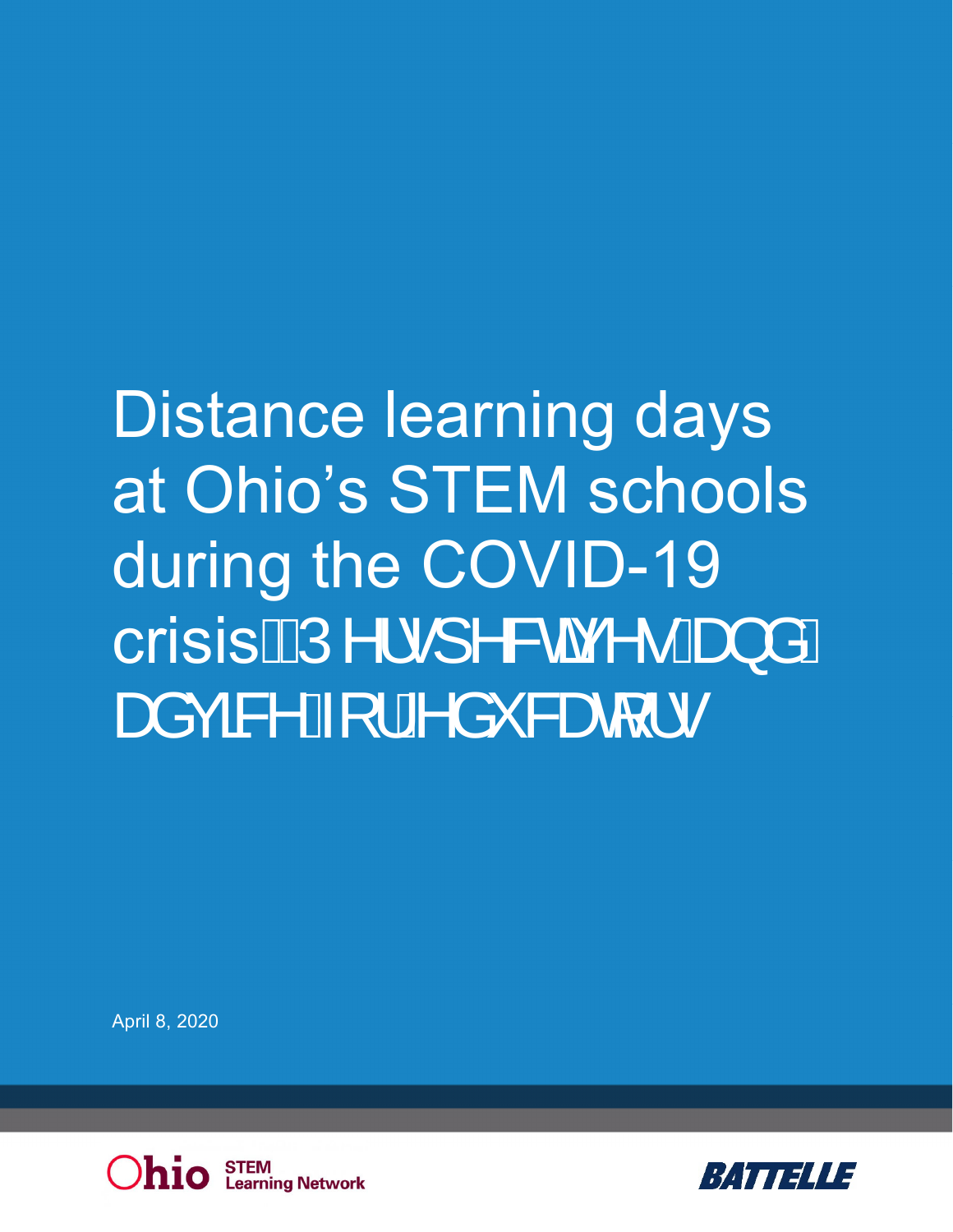# Distance learning days at Ohio's STEM schools during the COVID-19 crisis: Perspectives and advice for educators

April 8, 2020

Ohio STEM Learning Network

BATTELLE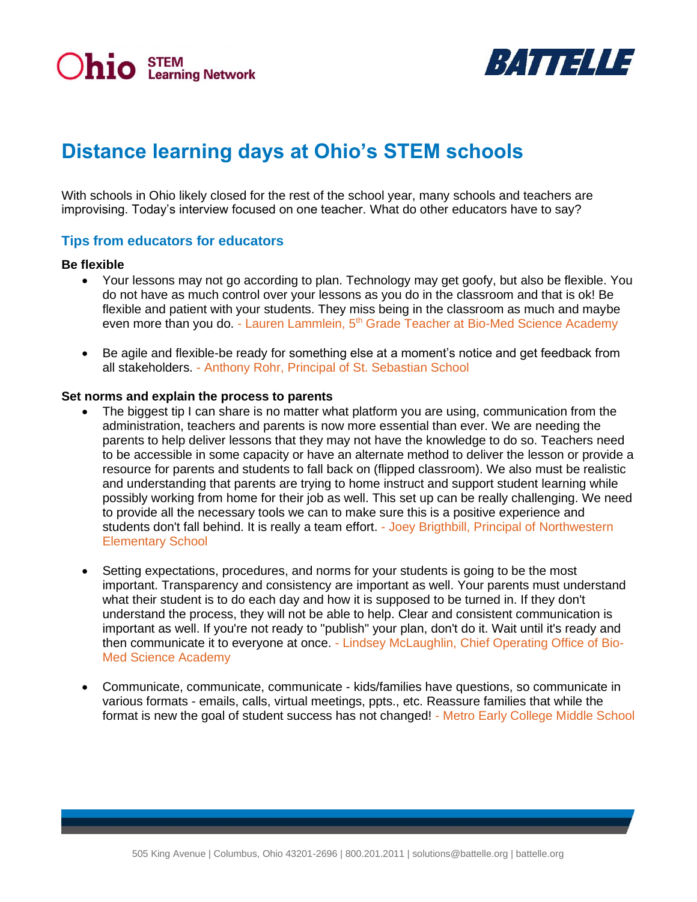# Distance learning days at Ohio's STEM schools

With schools in Ohio likely closed for the rest of the school year, many schools and teachers are improvising. Today's interview focused on one teacher. What do other educators have to say?

## Tips from educators for educators

**Be flexible**

- Your lessons may not go according to plan. Technology may get goofy, but also be flexible. You do not have as much control over your lessons as you do in the classroom and that is ok! Be flexible and patient with your students. They miss being in the classroom as much and maybe even more than you do. - Lauren Lammlein, 5th Grade Teacher at Bio-Med Science Academy

- Be agile and flexible-be ready for something else at a moment's notice and get feedback from all stakeholders. - Anthony Rohr, Principal of St. Sebastian School

**Set norms and explain the process to parents**

- The biggest tip I can share is no matter what platform you are using, communication from the administration, teachers and parents is now more essential than ever. We are needing the parents to help deliver lessons that they may not have the knowledge to do so. Teachers need to be accessible in some capacity or have an alternate method to deliver the lesson or provide a resource for parents and students to fall back on (flipped classroom). We also must be realistic and understanding that parents are trying to home instruct and support student learning while possibly working from home for their job as well. This set up can be really challenging. We need to provide all the necessary tools we can to make sure this is a positive experience and students don't fall behind. It is really a team effort. - Joey Brigthbill, Principal of Northwestern Elementary School

- Setting expectations, procedures, and norms for your students is going to be the most important. Transparency and consistency are important as well. Your parents must understand what their student is to do each day and how it is supposed to be turned in. If they don't understand the process, they will not be able to help. Clear and consistent communication is important as well. If you're not ready to "publish" your plan, don't do it. Wait until it's ready and then communicate it to everyone at once. - Lindsey McLaughlin, Chief Operating Office of Bio-Med Science Academy

- Communicate, communicate, communicate - kids/families have questions, so communicate in various formats - emails, calls, virtual meetings, ppts., etc. Reassure families that while the format is new the goal of student success has not changed! - Metro Early College Middle School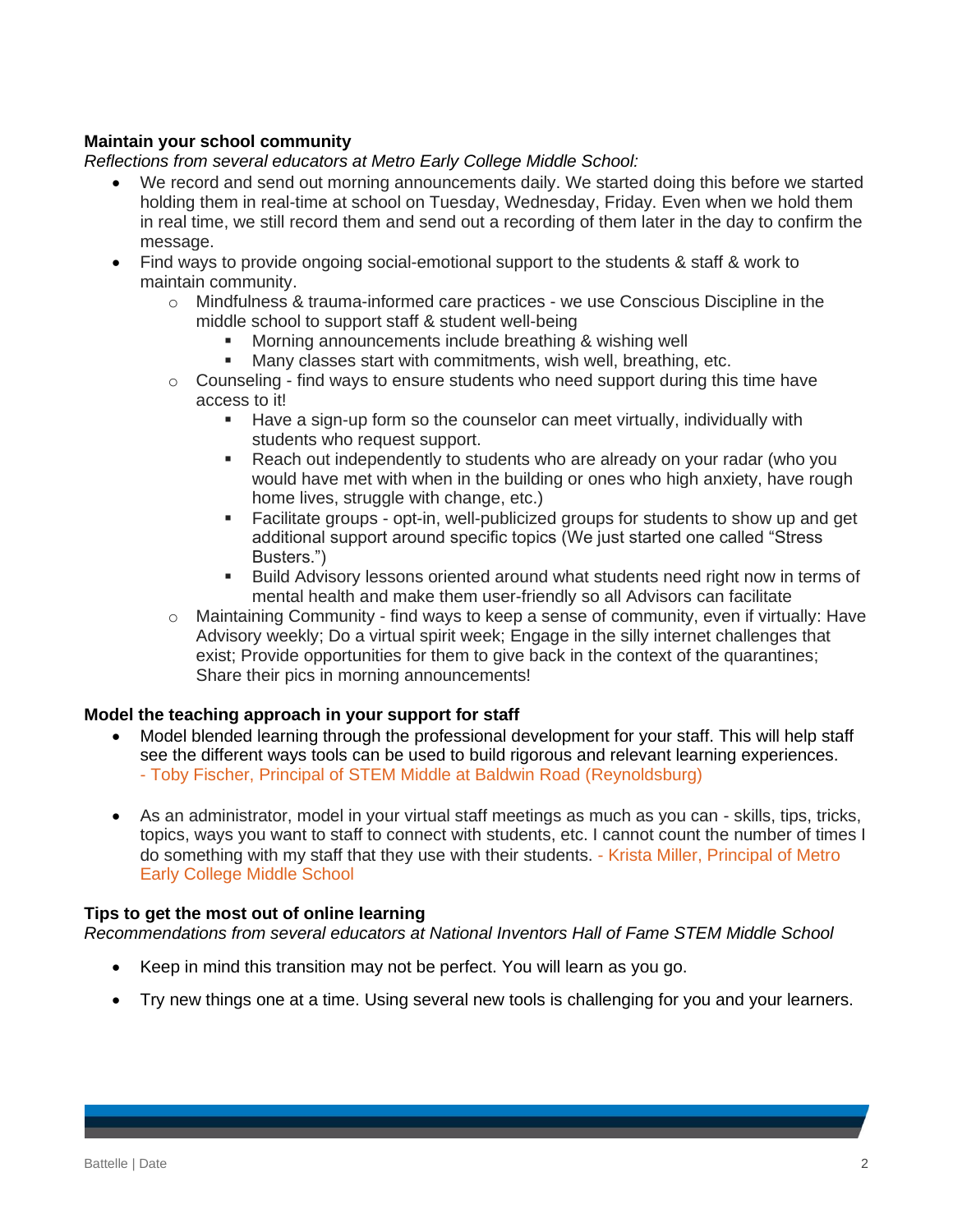**Maintain your school community**

*Reflections from several educators at Metro Early College Middle School:*

- We record and send out morning announcements daily. We started doing this before we started holding them in real-time at school on Tuesday, Wednesday, Friday. Even when we hold them in real time, we still record them and send out a recording of them later in the day to confirm the message.
- Find ways to provide ongoing social-emotional support to the students & staff & work to maintain community.
  - Mindfulness & trauma-informed care practices - we use Conscious Discipline in the middle school to support staff & student well-being
    - Morning announcements include breathing & wishing well
    - Many classes start with commitments, wish well, breathing, etc.
  - Counseling - find ways to ensure students who need support during this time have access to it!
    - Have a sign-up form so the counselor can meet virtually, individually with students who request support.
    - Reach out independently to students who are already on your radar (who you would have met with when in the building or ones who high anxiety, have rough home lives, struggle with change, etc.)
    - Facilitate groups - opt-in, well-publicized groups for students to show up and get additional support around specific topics (We just started one called "Stress Busters.")
    - Build Advisory lessons oriented around what students need right now in terms of mental health and make them user-friendly so all Advisors can facilitate
  - Maintaining Community - find ways to keep a sense of community, even if virtually: Have Advisory weekly; Do a virtual spirit week; Engage in the silly internet challenges that exist; Provide opportunities for them to give back in the context of the quarantines; Share their pics in morning announcements!

**Model the teaching approach in your support for staff**

- Model blended learning through the professional development for your staff. This will help staff see the different ways tools can be used to build rigorous and relevant learning experiences. - Toby Fischer, Principal of STEM Middle at Baldwin Road (Reynoldsburg)

- As an administrator, model in your virtual staff meetings as much as you can - skills, tips, tricks, topics, ways you want to staff to connect with students, etc. I cannot count the number of times I do something with my staff that they use with their students. - Krista Miller, Principal of Metro Early College Middle School

**Tips to get the most out of online learning**

*Recommendations from several educators at National Inventors Hall of Fame STEM Middle School*

- Keep in mind this transition may not be perfect. You will learn as you go.

- Try new things one at a time. Using several new tools is challenging for you and your learners.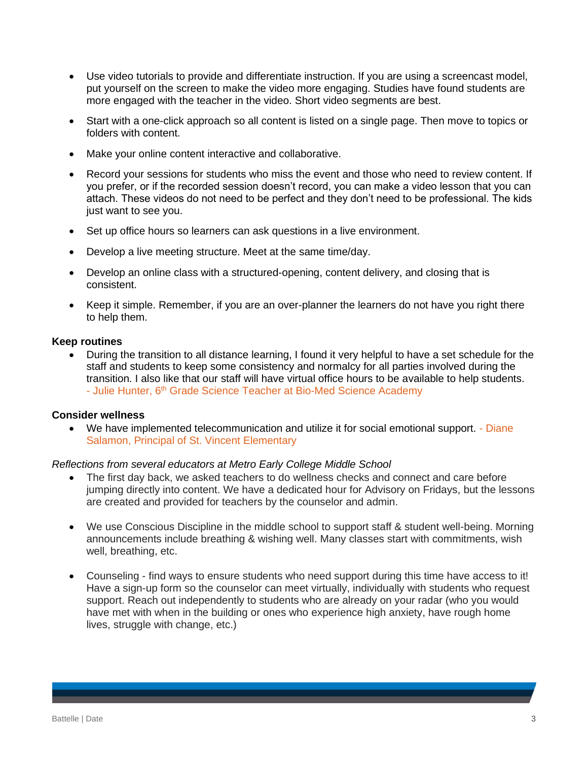- Use video tutorials to provide and differentiate instruction. If you are using a screencast model, put yourself on the screen to make the video more engaging. Studies have found students are more engaged with the teacher in the video. Short video segments are best.
- Start with a one-click approach so all content is listed on a single page. Then move to topics or folders with content.
- Make your online content interactive and collaborative.
- Record your sessions for students who miss the event and those who need to review content. If you prefer, or if the recorded session doesn't record, you can make a video lesson that you can attach. These videos do not need to be perfect and they don't need to be professional. The kids just want to see you.
- Set up office hours so learners can ask questions in a live environment.
- Develop a live meeting structure. Meet at the same time/day.
- Develop an online class with a structured-opening, content delivery, and closing that is consistent.
- Keep it simple. Remember, if you are an over-planner the learners do not have you right there to help them.

**Keep routines**

- During the transition to all distance learning, I found it very helpful to have a set schedule for the staff and students to keep some consistency and normalcy for all parties involved during the transition. I also like that our staff will have virtual office hours to be available to help students. - Julie Hunter, 6th Grade Science Teacher at Bio-Med Science Academy

**Consider wellness**

- We have implemented telecommunication and utilize it for social emotional support. - Diane Salamon, Principal of St. Vincent Elementary

*Reflections from several educators at Metro Early College Middle School*

- The first day back, we asked teachers to do wellness checks and connect and care before jumping directly into content. We have a dedicated hour for Advisory on Fridays, but the lessons are created and provided for teachers by the counselor and admin.
- We use Conscious Discipline in the middle school to support staff & student well-being. Morning announcements include breathing & wishing well. Many classes start with commitments, wish well, breathing, etc.
- Counseling - find ways to ensure students who need support during this time have access to it! Have a sign-up form so the counselor can meet virtually, individually with students who request support. Reach out independently to students who are already on your radar (who you would have met with when in the building or ones who experience high anxiety, have rough home lives, struggle with change, etc.)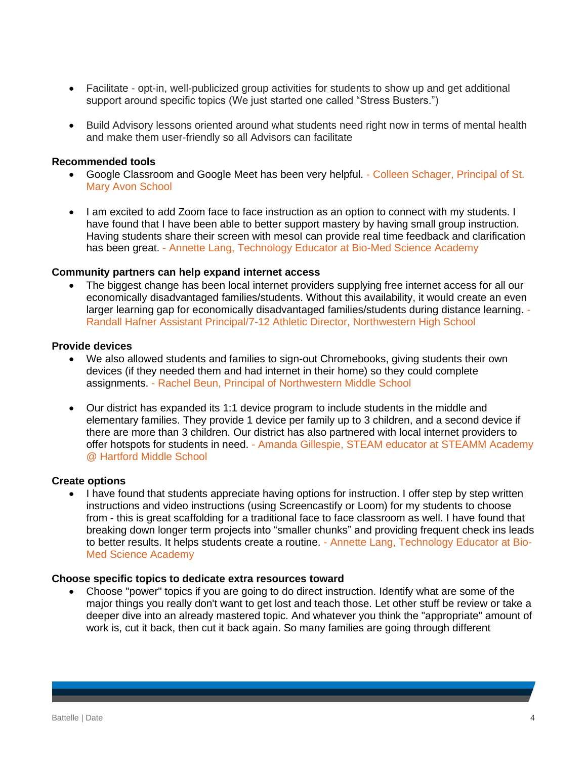- Facilitate - opt-in, well-publicized group activities for students to show up and get additional support around specific topics (We just started one called "Stress Busters.")

- Build Advisory lessons oriented around what students need right now in terms of mental health and make them user-friendly so all Advisors can facilitate

**Recommended tools**

- Google Classroom and Google Meet has been very helpful. - Colleen Schager, Principal of St. Mary Avon School

- I am excited to add Zoom face to face instruction as an option to connect with my students. I have found that I have been able to better support mastery by having small group instruction. Having students share their screen with mesol can provide real time feedback and clarification has been great. - Annette Lang, Technology Educator at Bio-Med Science Academy

**Community partners can help expand internet access**

- The biggest change has been local internet providers supplying free internet access for all our economically disadvantaged families/students. Without this availability, it would create an even larger learning gap for economically disadvantaged families/students during distance learning. - Randall Hafner Assistant Principal/7-12 Athletic Director, Northwestern High School

**Provide devices**

- We also allowed students and families to sign-out Chromebooks, giving students their own devices (if they needed them and had internet in their home) so they could complete assignments. - Rachel Beun, Principal of Northwestern Middle School

- Our district has expanded its 1:1 device program to include students in the middle and elementary families. They provide 1 device per family up to 3 children, and a second device if there are more than 3 children. Our district has also partnered with local internet providers to offer hotspots for students in need. - Amanda Gillespie, STEAM educator at STEAMM Academy @ Hartford Middle School

**Create options**

- I have found that students appreciate having options for instruction. I offer step by step written instructions and video instructions (using Screencastify or Loom) for my students to choose from - this is great scaffolding for a traditional face to face classroom as well. I have found that breaking down longer term projects into "smaller chunks" and providing frequent check ins leads to better results. It helps students create a routine. - Annette Lang, Technology Educator at Bio-Med Science Academy

**Choose specific topics to dedicate extra resources toward**

- Choose "power" topics if you are going to do direct instruction. Identify what are some of the major things you really don't want to get lost and teach those. Let other stuff be review or take a deeper dive into an already mastered topic. And whatever you think the "appropriate" amount of work is, cut it back, then cut it back again. So many families are going through different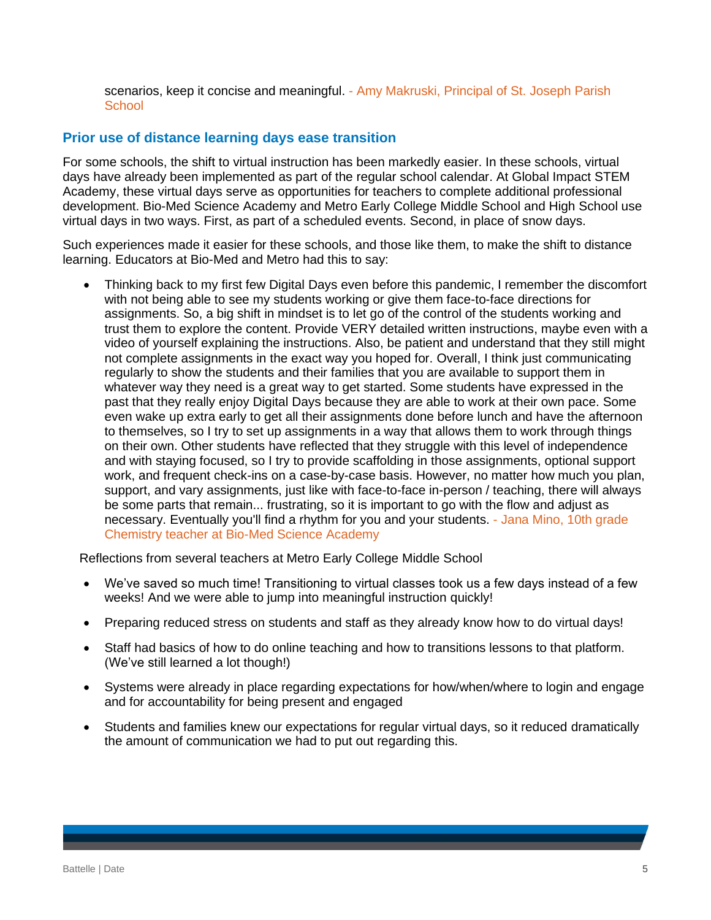scenarios, keep it concise and meaningful. - Amy Makruski, Principal of St. Joseph Parish School

## Prior use of distance learning days ease transition

For some schools, the shift to virtual instruction has been markedly easier. In these schools, virtual days have already been implemented as part of the regular school calendar. At Global Impact STEM Academy, these virtual days serve as opportunities for teachers to complete additional professional development. Bio-Med Science Academy and Metro Early College Middle School and High School use virtual days in two ways. First, as part of a scheduled events. Second, in place of snow days.

Such experiences made it easier for these schools, and those like them, to make the shift to distance learning. Educators at Bio-Med and Metro had this to say:

- Thinking back to my first few Digital Days even before this pandemic, I remember the discomfort with not being able to see my students working or give them face-to-face directions for assignments. So, a big shift in mindset is to let go of the control of the students working and trust them to explore the content. Provide VERY detailed written instructions, maybe even with a video of yourself explaining the instructions. Also, be patient and understand that they still might not complete assignments in the exact way you hoped for. Overall, I think just communicating regularly to show the students and their families that you are available to support them in whatever way they need is a great way to get started. Some students have expressed in the past that they really enjoy Digital Days because they are able to work at their own pace. Some even wake up extra early to get all their assignments done before lunch and have the afternoon to themselves, so I try to set up assignments in a way that allows them to work through things on their own. Other students have reflected that they struggle with this level of independence and with staying focused, so I try to provide scaffolding in those assignments, optional support work, and frequent check-ins on a case-by-case basis. However, no matter how much you plan, support, and vary assignments, just like with face-to-face in-person / teaching, there will always be some parts that remain... frustrating, so it is important to go with the flow and adjust as necessary. Eventually you'll find a rhythm for you and your students. - Jana Mino, 10th grade Chemistry teacher at Bio-Med Science Academy

Reflections from several teachers at Metro Early College Middle School

- We've saved so much time! Transitioning to virtual classes took us a few days instead of a few weeks! And we were able to jump into meaningful instruction quickly!
- Preparing reduced stress on students and staff as they already know how to do virtual days!
- Staff had basics of how to do online teaching and how to transitions lessons to that platform. (We've still learned a lot though!)
- Systems were already in place regarding expectations for how/when/where to login and engage and for accountability for being present and engaged
- Students and families knew our expectations for regular virtual days, so it reduced dramatically the amount of communication we had to put out regarding this.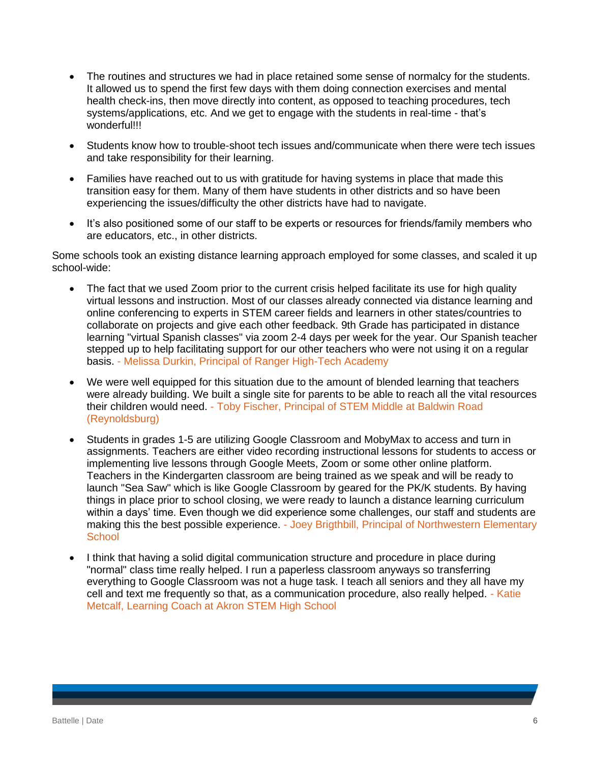- The routines and structures we had in place retained some sense of normalcy for the students. It allowed us to spend the first few days with them doing connection exercises and mental health check-ins, then move directly into content, as opposed to teaching procedures, tech systems/applications, etc. And we get to engage with the students in real-time - that's wonderful!!!

- Students know how to trouble-shoot tech issues and/communicate when there were tech issues and take responsibility for their learning.

- Families have reached out to us with gratitude for having systems in place that made this transition easy for them. Many of them have students in other districts and so have been experiencing the issues/difficulty the other districts have had to navigate.

- It's also positioned some of our staff to be experts or resources for friends/family members who are educators, etc., in other districts.

Some schools took an existing distance learning approach employed for some classes, and scaled it up school-wide:

- The fact that we used Zoom prior to the current crisis helped facilitate its use for high quality virtual lessons and instruction. Most of our classes already connected via distance learning and online conferencing to experts in STEM career fields and learners in other states/countries to collaborate on projects and give each other feedback. 9th Grade has participated in distance learning "virtual Spanish classes" via zoom 2-4 days per week for the year. Our Spanish teacher stepped up to help facilitating support for our other teachers who were not using it on a regular basis. - Melissa Durkin, Principal of Ranger High-Tech Academy

- We were well equipped for this situation due to the amount of blended learning that teachers were already building. We built a single site for parents to be able to reach all the vital resources their children would need. - Toby Fischer, Principal of STEM Middle at Baldwin Road (Reynoldsburg)

- Students in grades 1-5 are utilizing Google Classroom and MobyMax to access and turn in assignments. Teachers are either video recording instructional lessons for students to access or implementing live lessons through Google Meets, Zoom or some other online platform. Teachers in the Kindergarten classroom are being trained as we speak and will be ready to launch "Sea Saw" which is like Google Classroom by geared for the PK/K students. By having things in place prior to school closing, we were ready to launch a distance learning curriculum within a days' time. Even though we did experience some challenges, our staff and students are making this the best possible experience. - Joey Brigthbill, Principal of Northwestern Elementary School

- I think that having a solid digital communication structure and procedure in place during "normal" class time really helped. I run a paperless classroom anyways so transferring everything to Google Classroom was not a huge task. I teach all seniors and they all have my cell and text me frequently so that, as a communication procedure, also really helped. - Katie Metcalf, Learning Coach at Akron STEM High School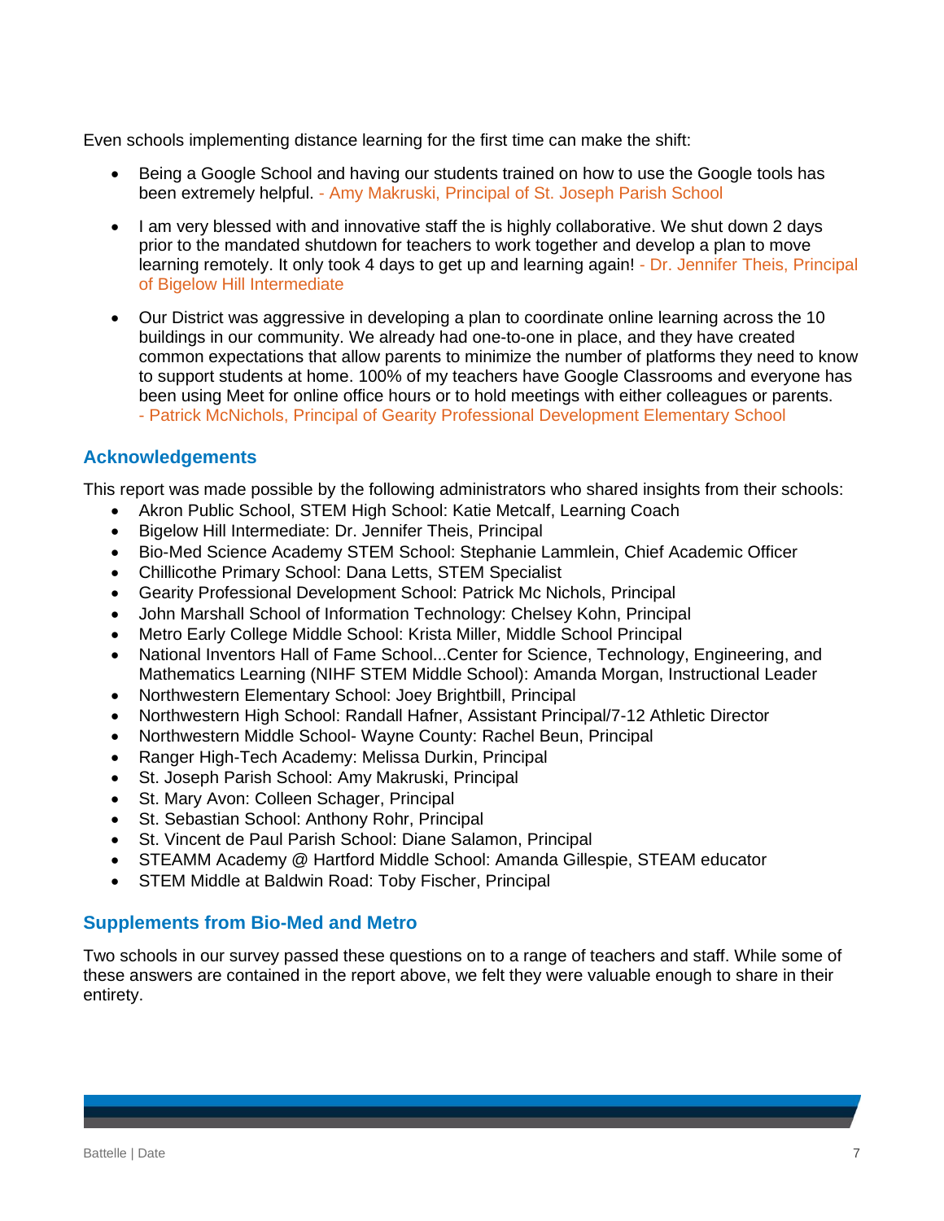Even schools implementing distance learning for the first time can make the shift:

- Being a Google School and having our students trained on how to use the Google tools has been extremely helpful. - Amy Makruski, Principal of St. Joseph Parish School
- I am very blessed with and innovative staff the is highly collaborative. We shut down 2 days prior to the mandated shutdown for teachers to work together and develop a plan to move learning remotely. It only took 4 days to get up and learning again! - Dr. Jennifer Theis, Principal of Bigelow Hill Intermediate
- Our District was aggressive in developing a plan to coordinate online learning across the 10 buildings in our community. We already had one-to-one in place, and they have created common expectations that allow parents to minimize the number of platforms they need to know to support students at home. 100% of my teachers have Google Classrooms and everyone has been using Meet for online office hours or to hold meetings with either colleagues or parents. - Patrick McNichols, Principal of Gearity Professional Development Elementary School

## Acknowledgements

This report was made possible by the following administrators who shared insights from their schools:

- Akron Public School, STEM High School: Katie Metcalf, Learning Coach
- Bigelow Hill Intermediate: Dr. Jennifer Theis, Principal
- Bio-Med Science Academy STEM School: Stephanie Lammlein, Chief Academic Officer
- Chillicothe Primary School: Dana Letts, STEM Specialist
- Gearity Professional Development School: Patrick Mc Nichols, Principal
- John Marshall School of Information Technology: Chelsey Kohn, Principal
- Metro Early College Middle School: Krista Miller, Middle School Principal
- National Inventors Hall of Fame School...Center for Science, Technology, Engineering, and Mathematics Learning (NIHF STEM Middle School): Amanda Morgan, Instructional Leader
- Northwestern Elementary School: Joey Brightbill, Principal
- Northwestern High School: Randall Hafner, Assistant Principal/7-12 Athletic Director
- Northwestern Middle School- Wayne County: Rachel Beun, Principal
- Ranger High-Tech Academy: Melissa Durkin, Principal
- St. Joseph Parish School: Amy Makruski, Principal
- St. Mary Avon: Colleen Schager, Principal
- St. Sebastian School: Anthony Rohr, Principal
- St. Vincent de Paul Parish School: Diane Salamon, Principal
- STEAMM Academy @ Hartford Middle School: Amanda Gillespie, STEAM educator
- STEM Middle at Baldwin Road: Toby Fischer, Principal

## Supplements from Bio-Med and Metro

Two schools in our survey passed these questions on to a range of teachers and staff. While some of these answers are contained in the report above, we felt they were valuable enough to share in their entirety.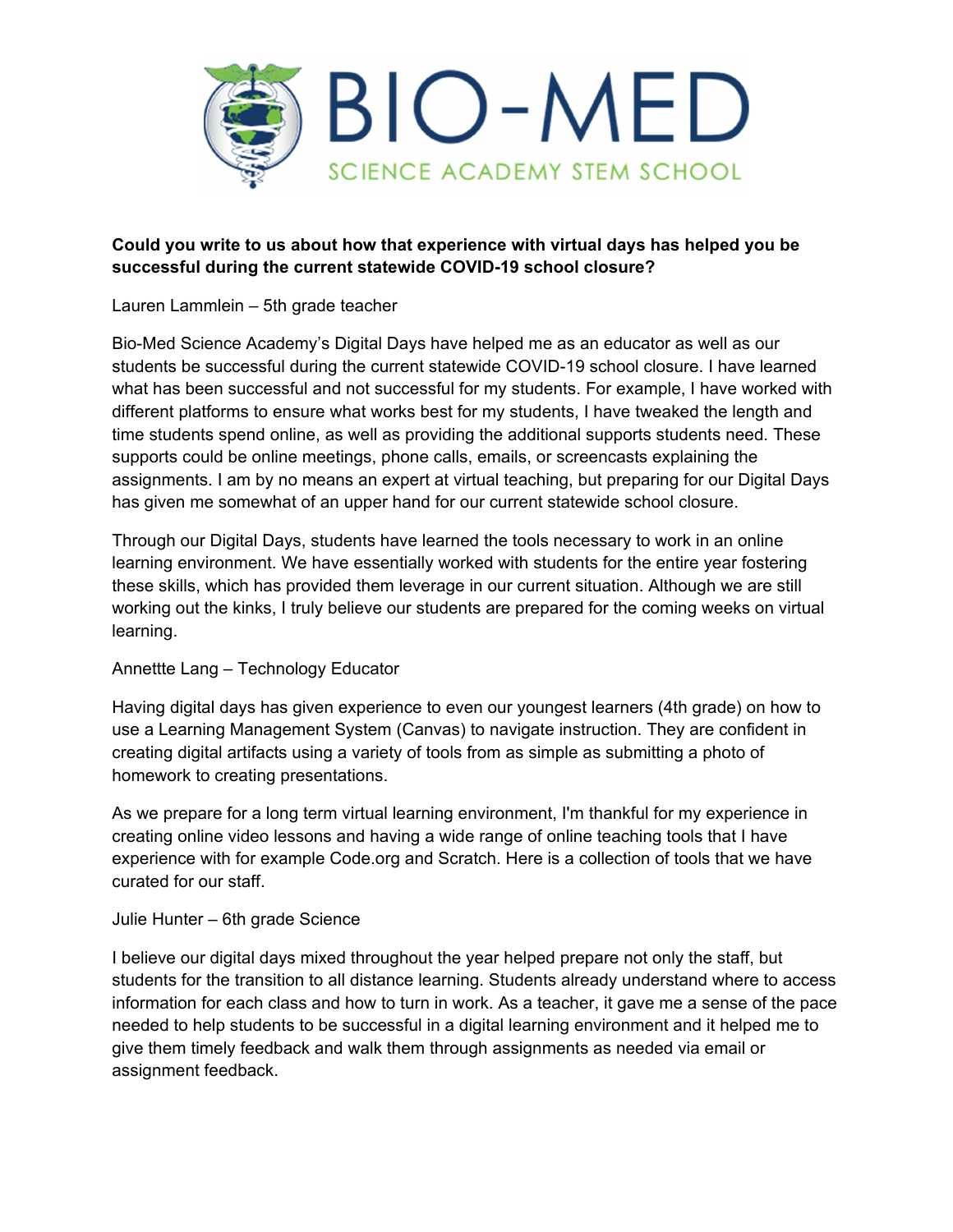# BIO-MED

## SCIENCE ACADEMY STEM SCHOOL

**Could you write to us about how that experience with virtual days has helped you be successful during the current statewide COVID-19 school closure?**

Lauren Lammlein – 5th grade teacher

Bio-Med Science Academy's Digital Days have helped me as an educator as well as our students be successful during the current statewide COVID-19 school closure. I have learned what has been successful and not successful for my students. For example, I have worked with different platforms to ensure what works best for my students, I have tweaked the length and time students spend online, as well as providing the additional supports students need. These supports could be online meetings, phone calls, emails, or screencasts explaining the assignments. I am by no means an expert at virtual teaching, but preparing for our Digital Days has given me somewhat of an upper hand for our current statewide school closure.

Through our Digital Days, students have learned the tools necessary to work in an online learning environment. We have essentially worked with students for the entire year fostering these skills, which has provided them leverage in our current situation. Although we are still working out the kinks, I truly believe our students are prepared for the coming weeks on virtual learning.

Annettte Lang – Technology Educator

Having digital days has given experience to even our youngest learners (4th grade) on how to use a Learning Management System (Canvas) to navigate instruction. They are confident in creating digital artifacts using a variety of tools from as simple as submitting a photo of homework to creating presentations.

As we prepare for a long term virtual learning environment, I'm thankful for my experience in creating online video lessons and having a wide range of online teaching tools that I have experience with for example Code.org and Scratch. Here is a collection of tools that we have curated for our staff.

Julie Hunter – 6th grade Science

I believe our digital days mixed throughout the year helped prepare not only the staff, but students for the transition to all distance learning. Students already understand where to access information for each class and how to turn in work. As a teacher, it gave me a sense of the pace needed to help students to be successful in a digital learning environment and it helped me to give them timely feedback and walk them through assignments as needed via email or assignment feedback.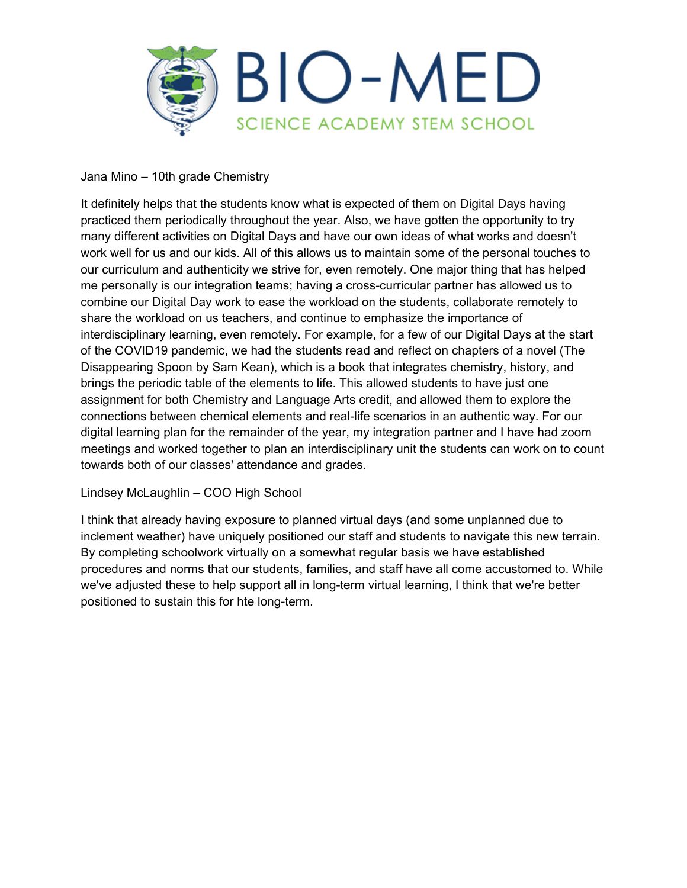Jana Mino – 10th grade Chemistry

It definitely helps that the students know what is expected of them on Digital Days having practiced them periodically throughout the year. Also, we have gotten the opportunity to try many different activities on Digital Days and have our own ideas of what works and doesn't work well for us and our kids. All of this allows us to maintain some of the personal touches to our curriculum and authenticity we strive for, even remotely. One major thing that has helped me personally is our integration teams; having a cross-curricular partner has allowed us to combine our Digital Day work to ease the workload on the students, collaborate remotely to share the workload on us teachers, and continue to emphasize the importance of interdisciplinary learning, even remotely. For example, for a few of our Digital Days at the start of the COVID19 pandemic, we had the students read and reflect on chapters of a novel (The Disappearing Spoon by Sam Kean), which is a book that integrates chemistry, history, and brings the periodic table of the elements to life. This allowed students to have just one assignment for both Chemistry and Language Arts credit, and allowed them to explore the connections between chemical elements and real-life scenarios in an authentic way. For our digital learning plan for the remainder of the year, my integration partner and I have had zoom meetings and worked together to plan an interdisciplinary unit the students can work on to count towards both of our classes' attendance and grades.

Lindsey McLaughlin – COO High School

I think that already having exposure to planned virtual days (and some unplanned due to inclement weather) have uniquely positioned our staff and students to navigate this new terrain. By completing schoolwork virtually on a somewhat regular basis we have established procedures and norms that our students, families, and staff have all come accustomed to. While we've adjusted these to help support all in long-term virtual learning, I think that we're better positioned to sustain this for hte long-term.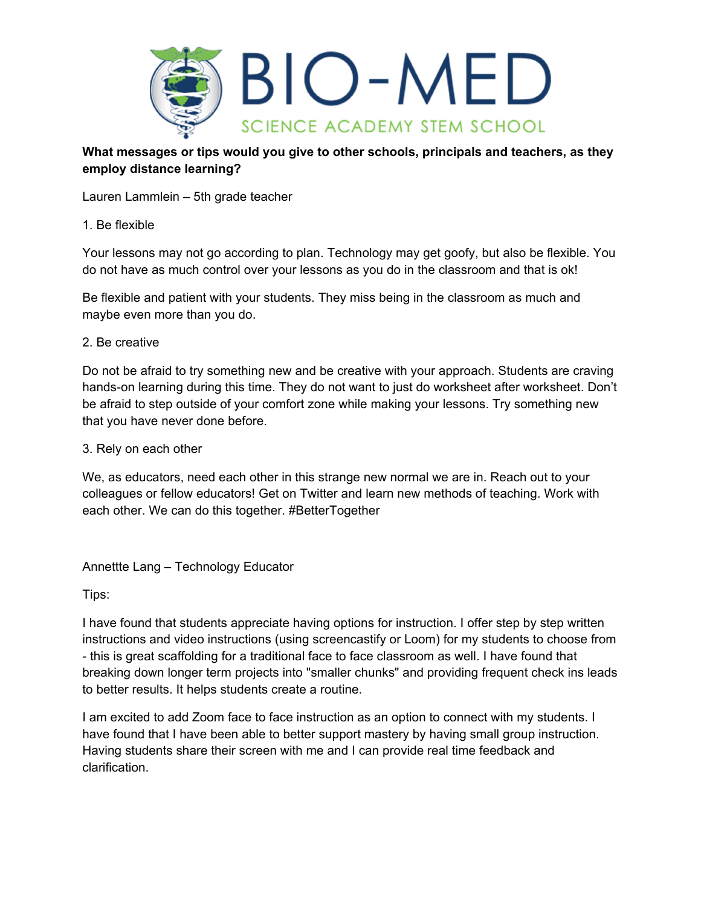**What messages or tips would you give to other schools, principals and teachers, as they employ distance learning?**

Lauren Lammlein – 5th grade teacher

1. Be flexible

Your lessons may not go according to plan. Technology may get goofy, but also be flexible. You do not have as much control over your lessons as you do in the classroom and that is ok!

Be flexible and patient with your students. They miss being in the classroom as much and maybe even more than you do.

2. Be creative

Do not be afraid to try something new and be creative with your approach. Students are craving hands-on learning during this time. They do not want to just do worksheet after worksheet. Don't be afraid to step outside of your comfort zone while making your lessons. Try something new that you have never done before.

3. Rely on each other

We, as educators, need each other in this strange new normal we are in. Reach out to your colleagues or fellow educators! Get on Twitter and learn new methods of teaching. Work with each other. We can do this together. #BetterTogether

Annettte Lang – Technology Educator

Tips:

I have found that students appreciate having options for instruction. I offer step by step written instructions and video instructions (using screencastify or Loom) for my students to choose from - this is great scaffolding for a traditional face to face classroom as well. I have found that breaking down longer term projects into "smaller chunks" and providing frequent check ins leads to better results. It helps students create a routine.

I am excited to add Zoom face to face instruction as an option to connect with my students. I have found that I have been able to better support mastery by having small group instruction. Having students share their screen with me and I can provide real time feedback and clarification.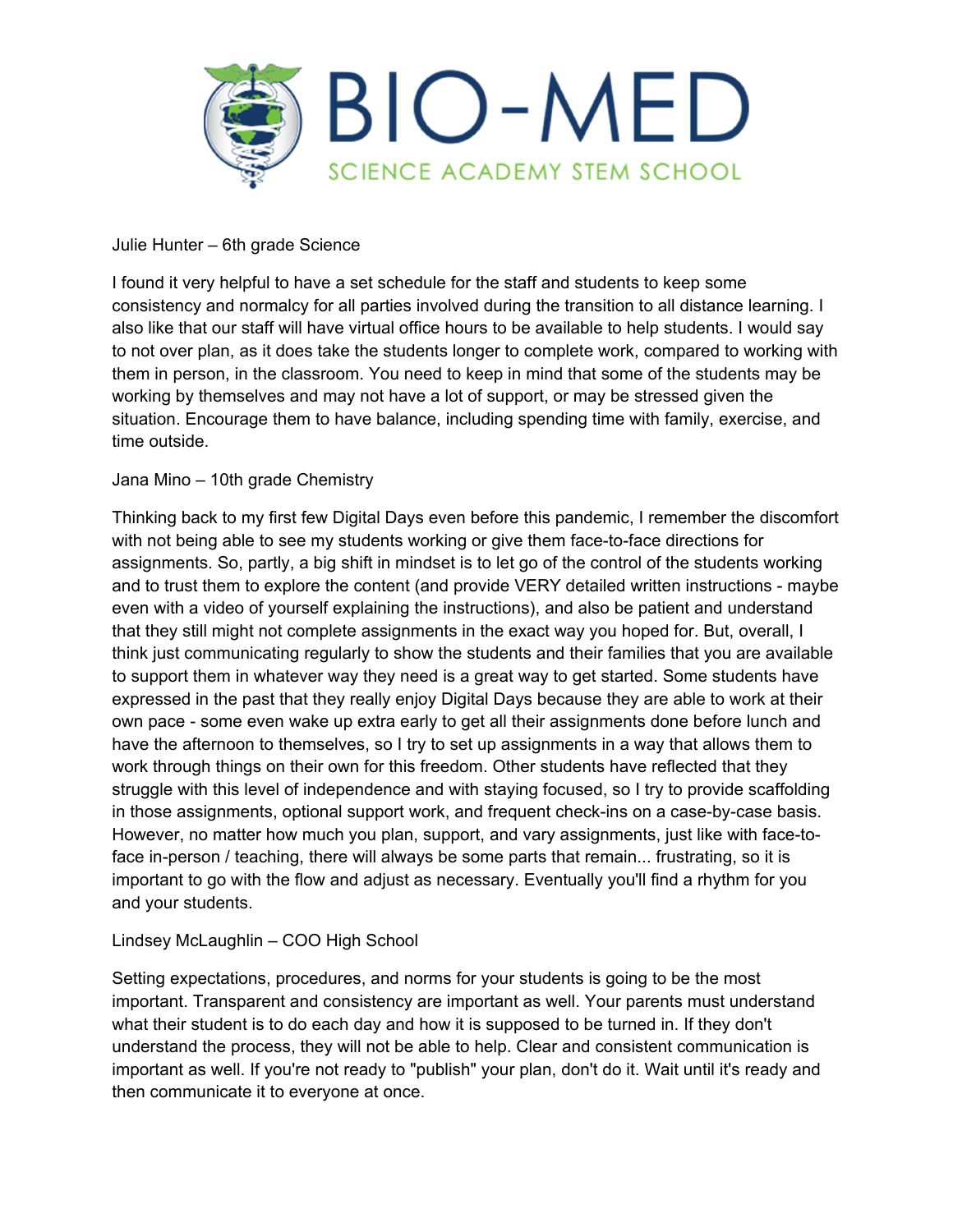Julie Hunter – 6th grade Science

I found it very helpful to have a set schedule for the staff and students to keep some consistency and normalcy for all parties involved during the transition to all distance learning. I also like that our staff will have virtual office hours to be available to help students. I would say to not over plan, as it does take the students longer to complete work, compared to working with them in person, in the classroom. You need to keep in mind that some of the students may be working by themselves and may not have a lot of support, or may be stressed given the situation. Encourage them to have balance, including spending time with family, exercise, and time outside.

Jana Mino – 10th grade Chemistry

Thinking back to my first few Digital Days even before this pandemic, I remember the discomfort with not being able to see my students working or give them face-to-face directions for assignments. So, partly, a big shift in mindset is to let go of the control of the students working and to trust them to explore the content (and provide VERY detailed written instructions - maybe even with a video of yourself explaining the instructions), and also be patient and understand that they still might not complete assignments in the exact way you hoped for. But, overall, I think just communicating regularly to show the students and their families that you are available to support them in whatever way they need is a great way to get started. Some students have expressed in the past that they really enjoy Digital Days because they are able to work at their own pace - some even wake up extra early to get all their assignments done before lunch and have the afternoon to themselves, so I try to set up assignments in a way that allows them to work through things on their own for this freedom. Other students have reflected that they struggle with this level of independence and with staying focused, so I try to provide scaffolding in those assignments, optional support work, and frequent check-ins on a case-by-case basis. However, no matter how much you plan, support, and vary assignments, just like with face-to-face in-person / teaching, there will always be some parts that remain... frustrating, so it is important to go with the flow and adjust as necessary. Eventually you'll find a rhythm for you and your students.

Lindsey McLaughlin – COO High School

Setting expectations, procedures, and norms for your students is going to be the most important. Transparent and consistency are important as well. Your parents must understand what their student is to do each day and how it is supposed to be turned in. If they don't understand the process, they will not be able to help. Clear and consistent communication is important as well. If you're not ready to "publish" your plan, don't do it. Wait until it's ready and then communicate it to everyone at once.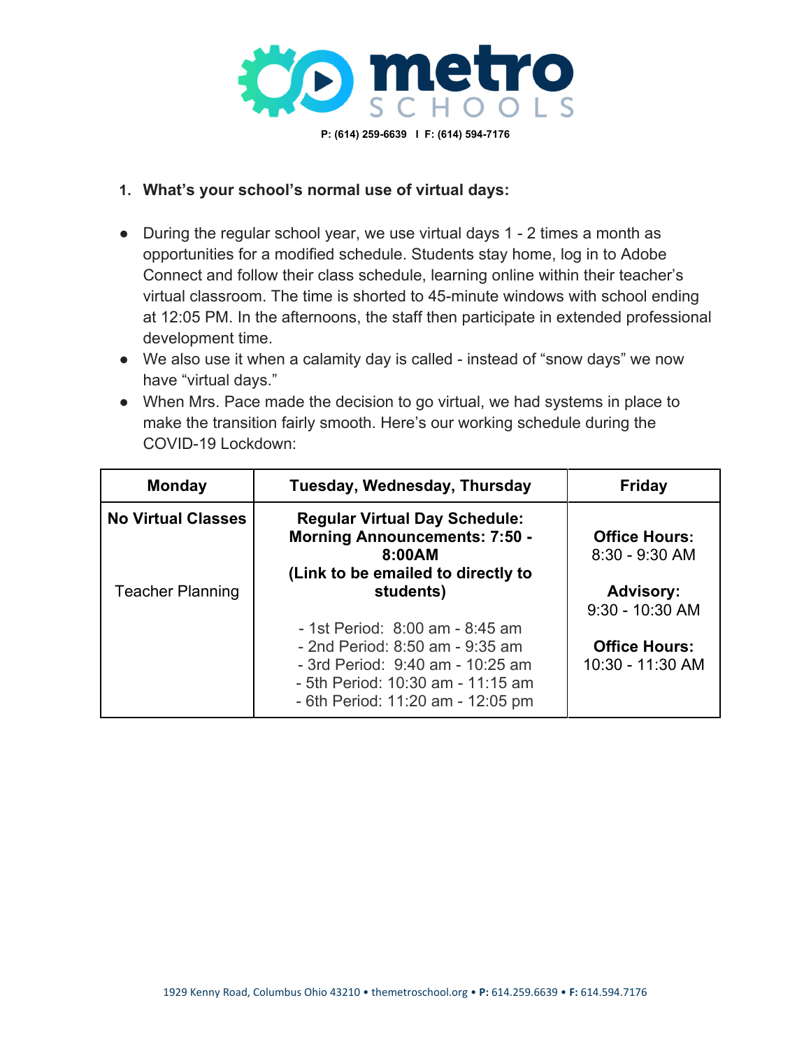1. **What's your school's normal use of virtual days:**

- During the regular school year, we use virtual days 1 - 2 times a month as opportunities for a modified schedule. Students stay home, log in to Adobe Connect and follow their class schedule, learning online within their teacher's virtual classroom. The time is shorted to 45-minute windows with school ending at 12:05 PM. In the afternoons, the staff then participate in extended professional development time.
- We also use it when a calamity day is called - instead of "snow days" we now have "virtual days."
- When Mrs. Pace made the decision to go virtual, we had systems in place to make the transition fairly smooth. Here's our working schedule during the COVID-19 Lockdown:

| Monday | Tuesday, Wednesday, Thursday | Friday |
|---|---|---|
| **No Virtual Classes**<br><br>Teacher Planning | **Regular Virtual Day Schedule: Morning Announcements: 7:50 - 8:00AM (Link to be emailed to directly to students)**<br><br>- 1st Period: 8:00 am - 8:45 am<br>- 2nd Period: 8:50 am - 9:35 am<br>- 3rd Period: 9:40 am - 10:25 am<br>- 5th Period: 10:30 am - 11:15 am<br>- 6th Period: 11:20 am - 12:05 pm | **Office Hours:** 8:30 - 9:30 AM<br><br>**Advisory:** 9:30 - 10:30 AM<br><br>**Office Hours:** 10:30 - 11:30 AM |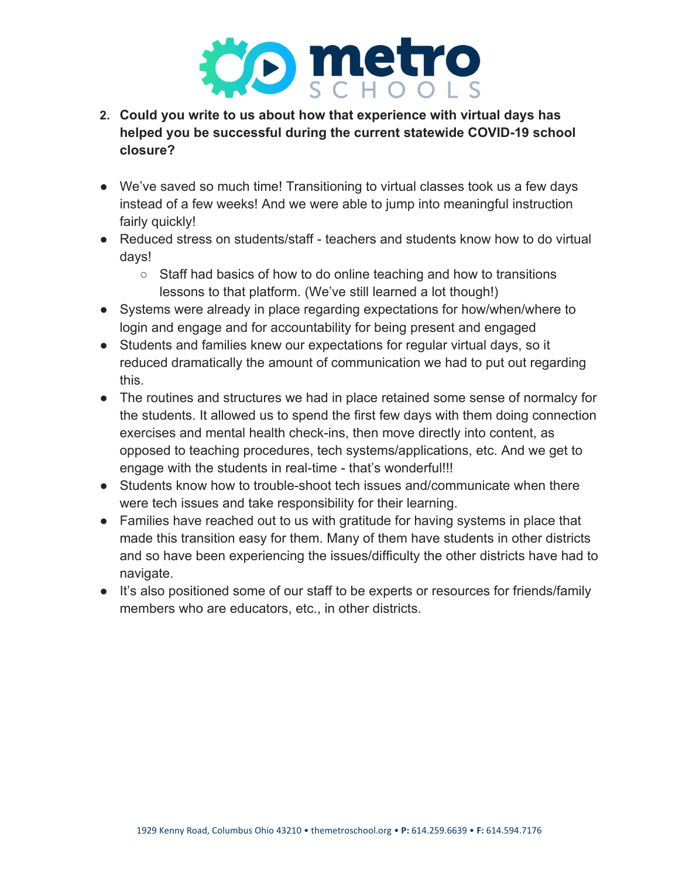2. **Could you write to us about how that experience with virtual days has helped you be successful during the current statewide COVID-19 school closure?**

- We've saved so much time! Transitioning to virtual classes took us a few days instead of a few weeks! And we were able to jump into meaningful instruction fairly quickly!
- Reduced stress on students/staff - teachers and students know how to do virtual days!
  - Staff had basics of how to do online teaching and how to transitions lessons to that platform. (We've still learned a lot though!)
- Systems were already in place regarding expectations for how/when/where to login and engage and for accountability for being present and engaged
- Students and families knew our expectations for regular virtual days, so it reduced dramatically the amount of communication we had to put out regarding this.
- The routines and structures we had in place retained some sense of normalcy for the students. It allowed us to spend the first few days with them doing connection exercises and mental health check-ins, then move directly into content, as opposed to teaching procedures, tech systems/applications, etc. And we get to engage with the students in real-time - that's wonderful!!!
- Students know how to trouble-shoot tech issues and/communicate when there were tech issues and take responsibility for their learning.
- Families have reached out to us with gratitude for having systems in place that made this transition easy for them. Many of them have students in other districts and so have been experiencing the issues/difficulty the other districts have had to navigate.
- It's also positioned some of our staff to be experts or resources for friends/family members who are educators, etc., in other districts.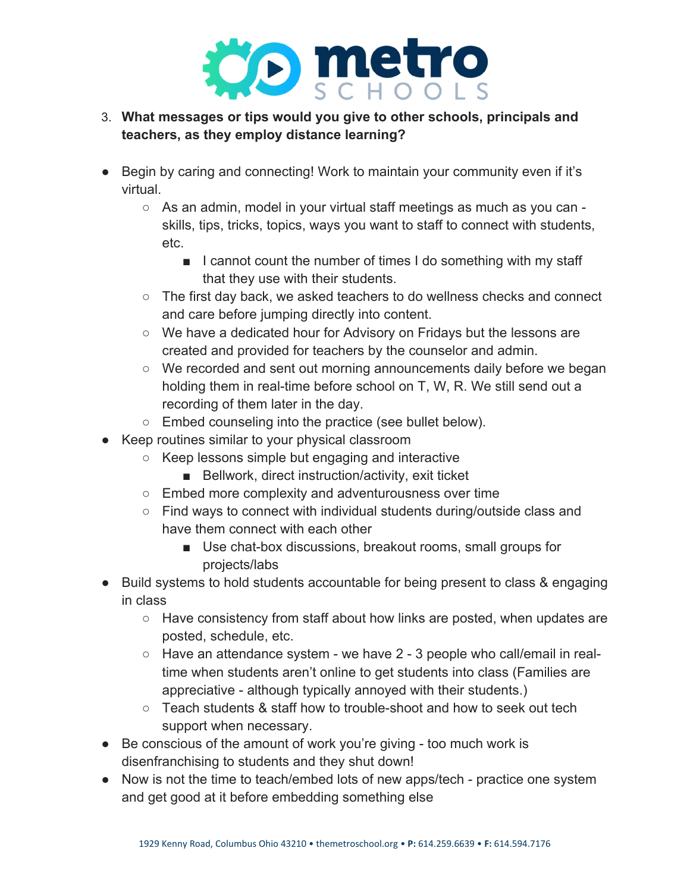3. **What messages or tips would you give to other schools, principals and teachers, as they employ distance learning?**

- Begin by caring and connecting! Work to maintain your community even if it's virtual.
    - As an admin, model in your virtual staff meetings as much as you can - skills, tips, tricks, topics, ways you want to staff to connect with students, etc.
        - I cannot count the number of times I do something with my staff that they use with their students.
    - The first day back, we asked teachers to do wellness checks and connect and care before jumping directly into content.
    - We have a dedicated hour for Advisory on Fridays but the lessons are created and provided for teachers by the counselor and admin.
    - We recorded and sent out morning announcements daily before we began holding them in real-time before school on T, W, R. We still send out a recording of them later in the day.
    - Embed counseling into the practice (see bullet below).
- Keep routines similar to your physical classroom
    - Keep lessons simple but engaging and interactive
        - Bellwork, direct instruction/activity, exit ticket
    - Embed more complexity and adventurousness over time
    - Find ways to connect with individual students during/outside class and have them connect with each other
        - Use chat-box discussions, breakout rooms, small groups for projects/labs
- Build systems to hold students accountable for being present to class & engaging in class
    - Have consistency from staff about how links are posted, when updates are posted, schedule, etc.
    - Have an attendance system - we have 2 - 3 people who call/email in real-time when students aren't online to get students into class (Families are appreciative - although typically annoyed with their students.)
    - Teach students & staff how to trouble-shoot and how to seek out tech support when necessary.
- Be conscious of the amount of work you're giving - too much work is disenfranchising to students and they shut down!
- Now is not the time to teach/embed lots of new apps/tech - practice one system and get good at it before embedding something else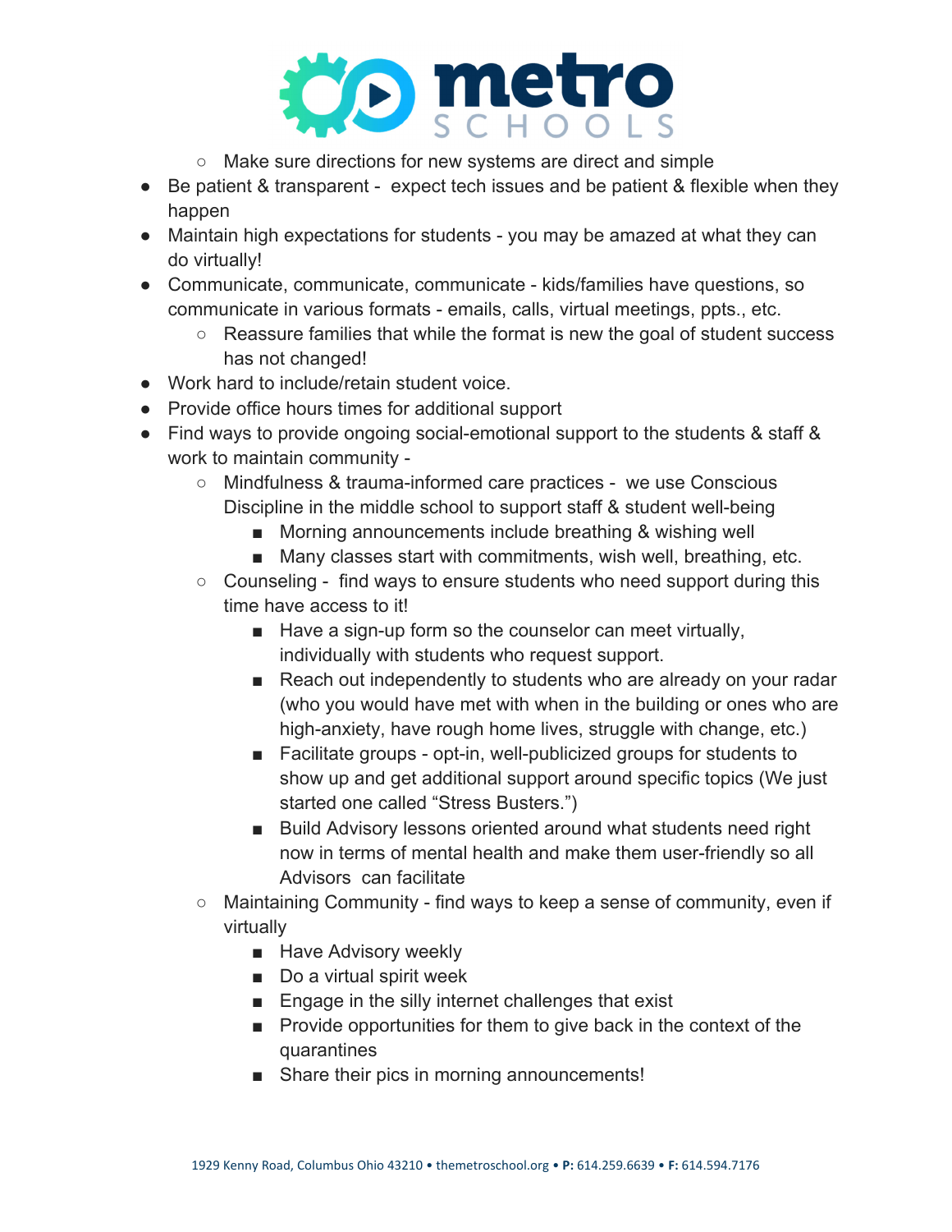- Make sure directions for new systems are direct and simple
- Be patient & transparent - expect tech issues and be patient & flexible when they happen
- Maintain high expectations for students - you may be amazed at what they can do virtually!
- Communicate, communicate, communicate - kids/families have questions, so communicate in various formats - emails, calls, virtual meetings, ppts., etc.
    - Reassure families that while the format is new the goal of student success has not changed!
- Work hard to include/retain student voice.
- Provide office hours times for additional support
- Find ways to provide ongoing social-emotional support to the students & staff & work to maintain community -
    - Mindfulness & trauma-informed care practices - we use Conscious Discipline in the middle school to support staff & student well-being
        - Morning announcements include breathing & wishing well
        - Many classes start with commitments, wish well, breathing, etc.
    - Counseling - find ways to ensure students who need support during this time have access to it!
        - Have a sign-up form so the counselor can meet virtually, individually with students who request support.
        - Reach out independently to students who are already on your radar (who you would have met with when in the building or ones who are high-anxiety, have rough home lives, struggle with change, etc.)
        - Facilitate groups - opt-in, well-publicized groups for students to show up and get additional support around specific topics (We just started one called "Stress Busters.")
        - Build Advisory lessons oriented around what students need right now in terms of mental health and make them user-friendly so all Advisors can facilitate
    - Maintaining Community - find ways to keep a sense of community, even if virtually
        - Have Advisory weekly
        - Do a virtual spirit week
        - Engage in the silly internet challenges that exist
        - Provide opportunities for them to give back in the context of the quarantines
        - Share their pics in morning announcements!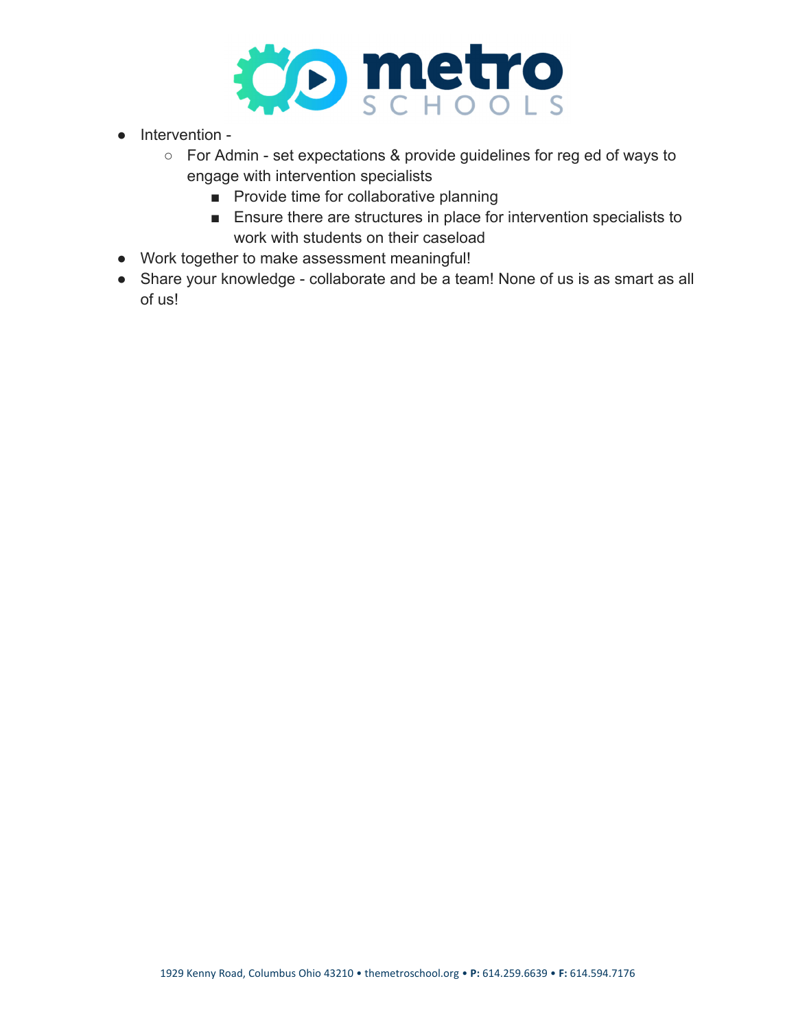- Intervention -
    - For Admin - set expectations & provide guidelines for reg ed of ways to engage with intervention specialists
        - Provide time for collaborative planning
        - Ensure there are structures in place for intervention specialists to work with students on their caseload
- Work together to make assessment meaningful!
- Share your knowledge - collaborate and be a team! None of us is as smart as all of us!